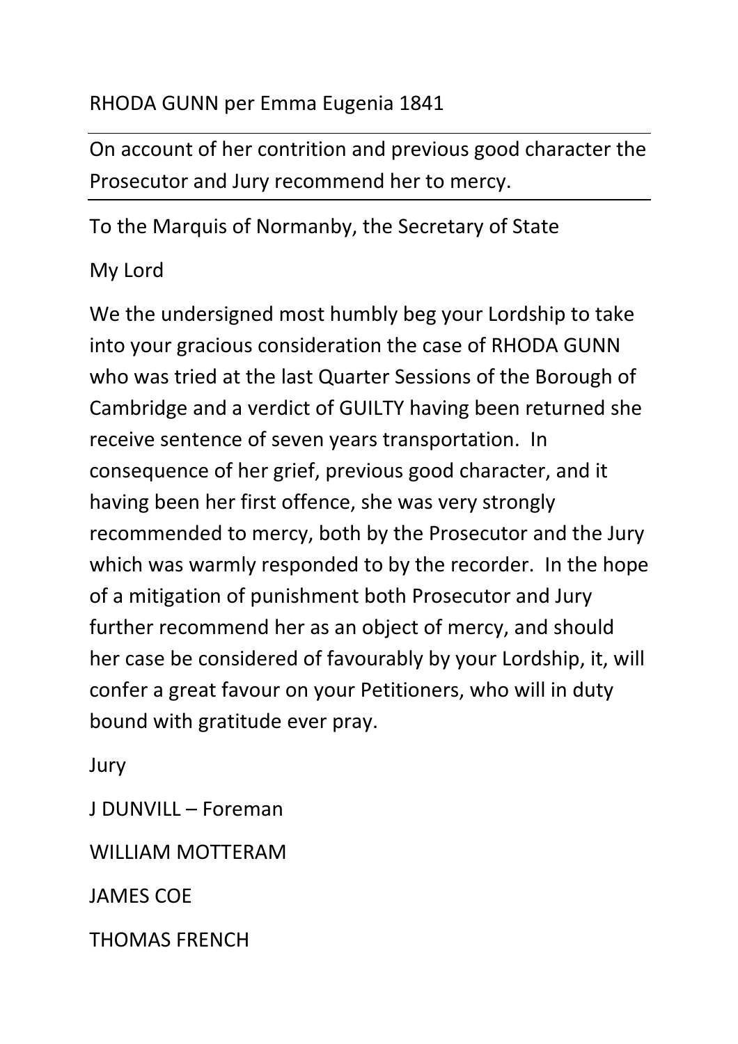RHODA GUNN per Emma Eugenia 1841

---

On account of her contrition and previous good character the Prosecutor and Jury recommend her to mercy.

---

To the Marquis of Normanby, the Secretary of State

My Lord

We the undersigned most humbly beg your Lordship to take into your gracious consideration the case of RHODA GUNN who was tried at the last Quarter Sessions of the Borough of Cambridge and a verdict of GUILTY having been returned she receive sentence of seven years transportation. In consequence of her grief, previous good character, and it having been her first offence, she was very strongly recommended to mercy, both by the Prosecutor and the Jury which was warmly responded to by the recorder. In the hope of a mitigation of punishment both Prosecutor and Jury further recommend her as an object of mercy, and should her case be considered of favourably by your Lordship, it, will confer a great favour on your Petitioners, who will in duty bound with gratitude ever pray.

Jury

J DUNVILL – Foreman

WILLIAM MOTTERAM

JAMES COE

THOMAS FRENCH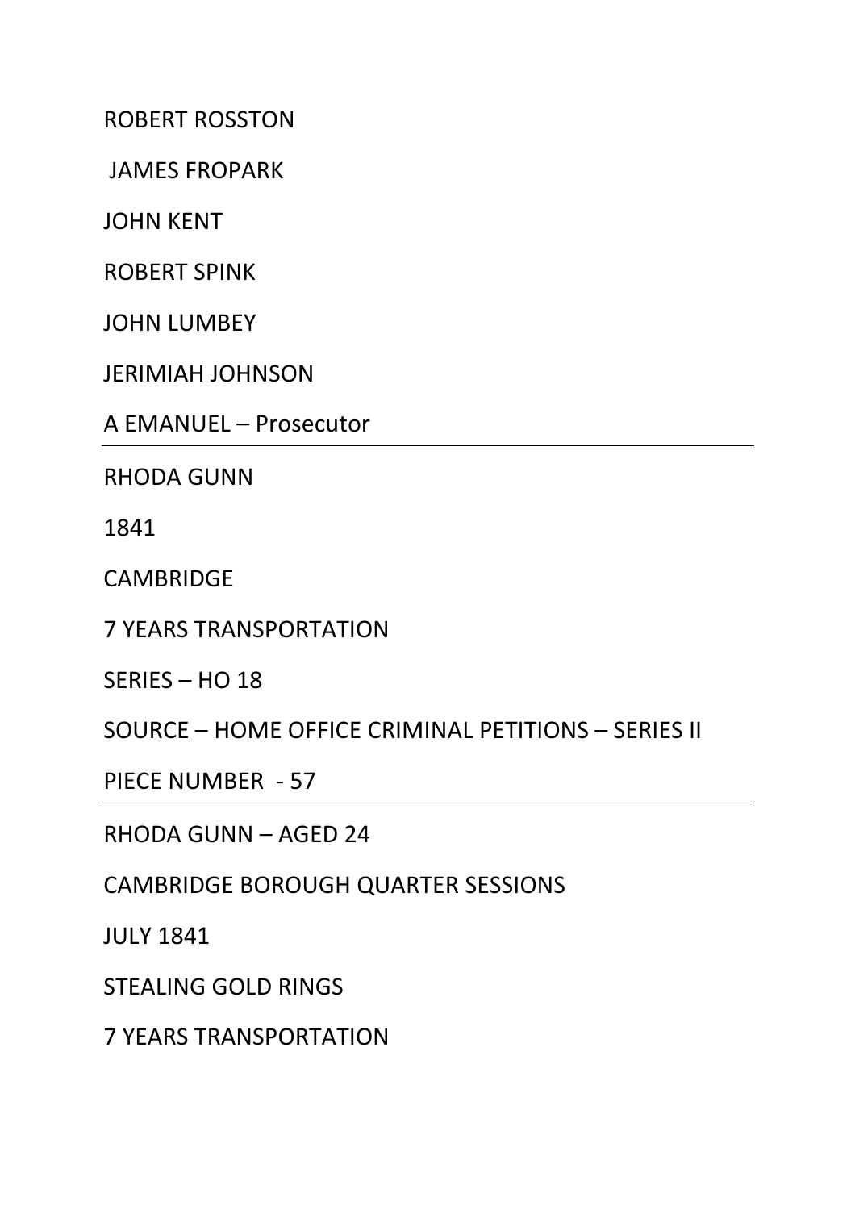ROBERT ROSSTON

JAMES FROPARK

JOHN KENT

ROBERT SPINK

JOHN LUMBEY

JERIMIAH JOHNSON

A EMANUEL – Prosecutor

---

RHODA GUNN

1841

CAMBRIDGE

7 YEARS TRANSPORTATION

SERIES – HO 18

SOURCE – HOME OFFICE CRIMINAL PETITIONS – SERIES II

PIECE NUMBER - 57

---

RHODA GUNN – AGED 24

CAMBRIDGE BOROUGH QUARTER SESSIONS

JULY 1841

STEALING GOLD RINGS

7 YEARS TRANSPORTATION